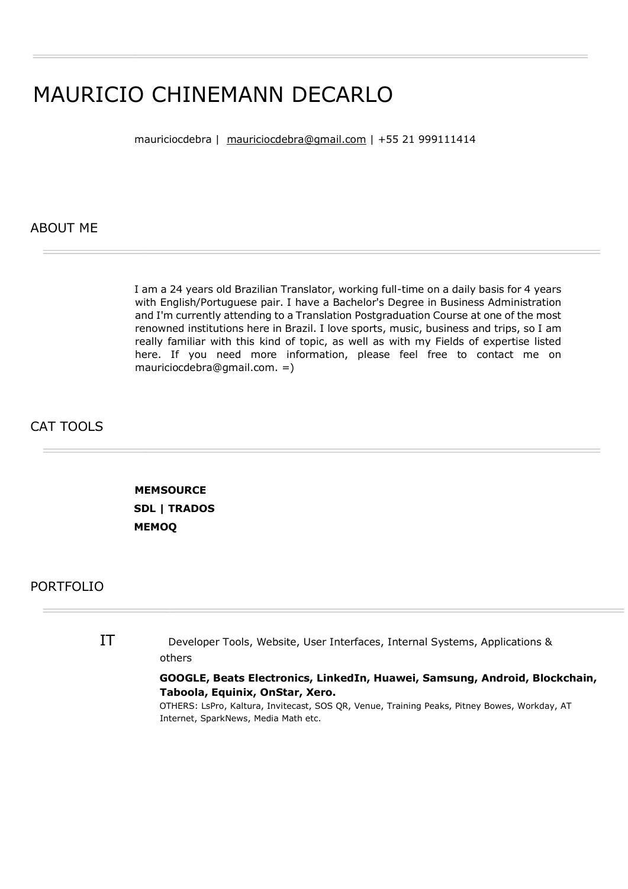# MAURICIO CHINEMANN DECARLO

mauriciocdebra | mauriciocdebra@gmail.com | +55 21 999111414

## ABOUT ME

I am a 24 years old Brazilian Translator, working full-time on a daily basis for 4 years with English/Portuguese pair. I have a Bachelor's Degree in Business Administration and I'm currently attending to a Translation Postgraduation Course at one of the most renowned institutions here in Brazil. I love sports, music, business and trips, so I am really familiar with this kind of topic, as well as with my Fields of expertise listed here. If you need more information, please feel free to contact me on mauriciocdebra@gmail.com. =)

## CAT TOOLS

**MEMSOURCE**
**SDL | TRADOS**
**MEMOQ**

## PORTFOLIO

### IT

Developer Tools, Website, User Interfaces, Internal Systems, Applications & others

**GOOGLE, Beats Electronics, LinkedIn, Huawei, Samsung, Android, Blockchain, Taboola, Equinix, OnStar, Xero.**

OTHERS: LsPro, Kaltura, Invitecast, SOS QR, Venue, Training Peaks, Pitney Bowes, Workday, AT Internet, SparkNews, Media Math etc.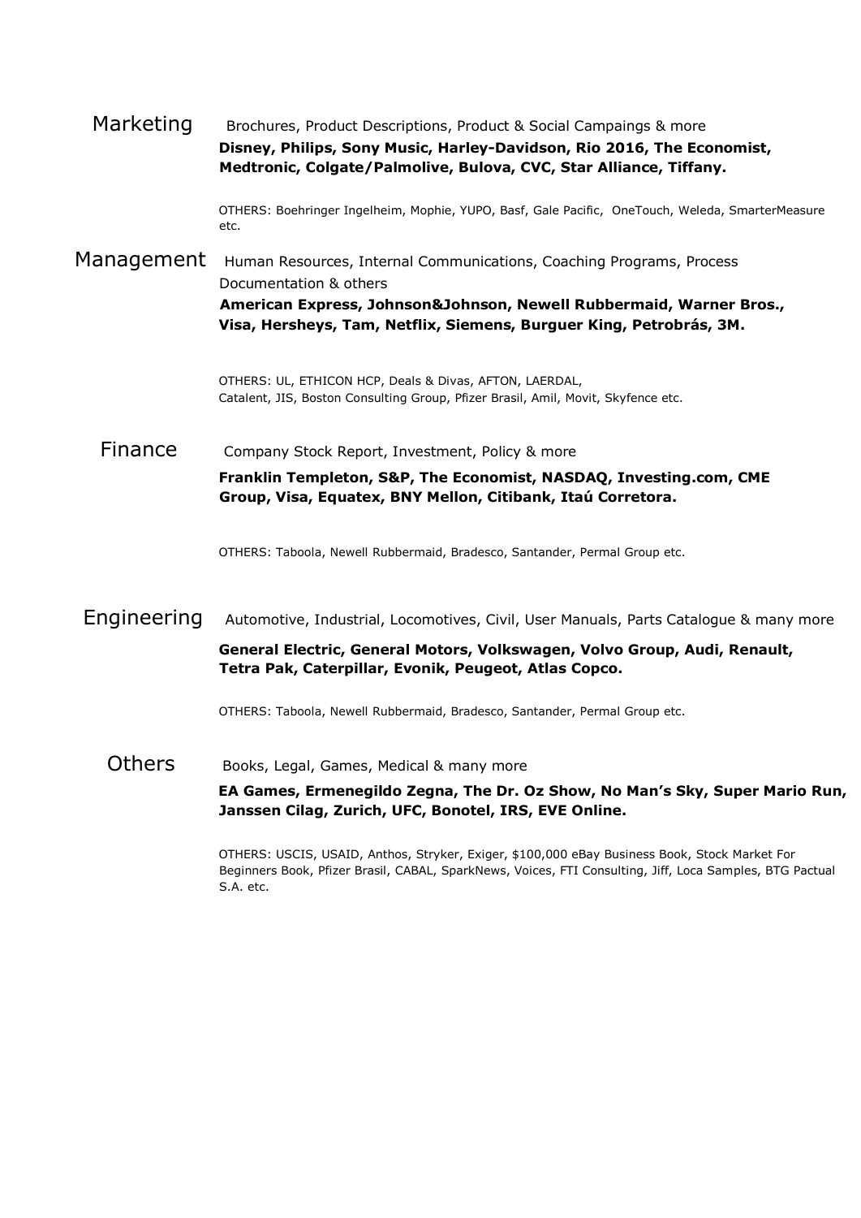## Marketing

Brochures, Product Descriptions, Product & Social Campaings & more

**Disney, Philips, Sony Music, Harley-Davidson, Rio 2016, The Economist, Medtronic, Colgate/Palmolive, Bulova, CVC, Star Alliance, Tiffany.**

OTHERS: Boehringer Ingelheim, Mophie, YUPO, Basf, Gale Pacific, OneTouch, Weleda, SmarterMeasure etc.

## Management

Human Resources, Internal Communications, Coaching Programs, Process Documentation & others

**American Express, Johnson&Johnson, Newell Rubbermaid, Warner Bros., Visa, Hersheys, Tam, Netflix, Siemens, Burguer King, Petrobrás, 3M.**

OTHERS: UL, ETHICON HCP, Deals & Divas, AFTON, LAERDAL, Catalent, JIS, Boston Consulting Group, Pfizer Brasil, Amil, Movit, Skyfence etc.

## Finance

Company Stock Report, Investment, Policy & more

**Franklin Templeton, S&P, The Economist, NASDAQ, Investing.com, CME Group, Visa, Equatex, BNY Mellon, Citibank, Itaú Corretora.**

OTHERS: Taboola, Newell Rubbermaid, Bradesco, Santander, Permal Group etc.

## Engineering

Automotive, Industrial, Locomotives, Civil, User Manuals, Parts Catalogue & many more

**General Electric, General Motors, Volkswagen, Volvo Group, Audi, Renault, Tetra Pak, Caterpillar, Evonik, Peugeot, Atlas Copco.**

OTHERS: Taboola, Newell Rubbermaid, Bradesco, Santander, Permal Group etc.

## Others

Books, Legal, Games, Medical & many more

**EA Games, Ermenegildo Zegna, The Dr. Oz Show, No Man's Sky, Super Mario Run, Janssen Cilag, Zurich, UFC, Bonotel, IRS, EVE Online.**

OTHERS: USCIS, USAID, Anthos, Stryker, Exiger, $100,000 eBay Business Book, Stock Market For Beginners Book, Pfizer Brasil, CABAL, SparkNews, Voices, FTI Consulting, Jiff, Loca Samples, BTG Pactual S.A. etc.